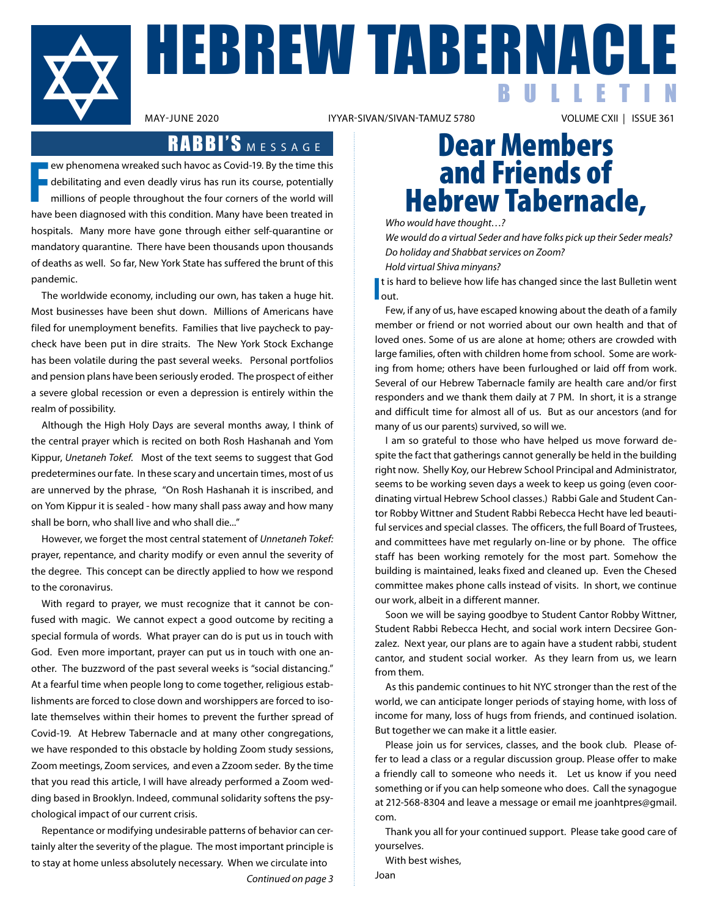# HEBREW TABERNACLE BULLETIN

MAY-JUNE 2020 | IYYAR-SIVAN/SIVAN-TAMUZ 5780 | VOLUME CXII | ISSUE 361

## RABBI'S MESSAGE

Few phenomena wreaked such havoc as Covid-19. By the time this debilitating and even deadly virus has run its course, potentially millions of people throughout the four corners of the world will have been diagnosed with this condition. Many have been treated in hospitals. Many more have gone through either self-quarantine or mandatory quarantine. There have been thousands upon thousands of deaths as well. So far, New York State has suffered the brunt of this pandemic.

The worldwide economy, including our own, has taken a huge hit. Most businesses have been shut down. Millions of Americans have filed for unemployment benefits. Families that live paycheck to paycheck have been put in dire straits. The New York Stock Exchange has been volatile during the past several weeks. Personal portfolios and pension plans have been seriously eroded. The prospect of either a severe global recession or even a depression is entirely within the realm of possibility.

Although the High Holy Days are several months away, I think of the central prayer which is recited on both Rosh Hashanah and Yom Kippur, *Unetaneh Tokef*. Most of the text seems to suggest that God predetermines our fate. In these scary and uncertain times, most of us are unnerved by the phrase, "On Rosh Hashanah it is inscribed, and on Yom Kippur it is sealed - how many shall pass away and how many shall be born, who shall live and who shall die..."

However, we forget the most central statement of *Unnetaneh Tokef:* prayer, repentance, and charity modify or even annul the severity of the degree. This concept can be directly applied to how we respond to the coronavirus.

With regard to prayer, we must recognize that it cannot be confused with magic. We cannot expect a good outcome by reciting a special formula of words. What prayer can do is put us in touch with God. Even more important, prayer can put us in touch with one another. The buzzword of the past several weeks is "social distancing." At a fearful time when people long to come together, religious establishments are forced to close down and worshippers are forced to isolate themselves within their homes to prevent the further spread of Covid-19. At Hebrew Tabernacle and at many other congregations, we have responded to this obstacle by holding Zoom study sessions, Zoom meetings, Zoom services, and even a Zzoom seder. By the time that you read this article, I will have already performed a Zoom wedding based in Brooklyn. Indeed, communal solidarity softens the psychological impact of our current crisis.

Repentance or modifying undesirable patterns of behavior can certainly alter the severity of the plague. The most important principle is to stay at home unless absolutely necessary. When we circulate into

*Continued on page 3*

## Dear Members and Friends of Hebrew Tabernacle,

*Who would have thought…?*
*We would do a virtual Seder and have folks pick up their Seder meals?*
*Do holiday and Shabbat services on Zoom?*
*Hold virtual Shiva minyans?*

It is hard to believe how life has changed since the last Bulletin went out.

Few, if any of us, have escaped knowing about the death of a family member or friend or not worried about our own health and that of loved ones. Some of us are alone at home; others are crowded with large families, often with children home from school. Some are working from home; others have been furloughed or laid off from work. Several of our Hebrew Tabernacle family are health care and/or first responders and we thank them daily at 7 PM. In short, it is a strange and difficult time for almost all of us. But as our ancestors (and for many of us our parents) survived, so will we.

I am so grateful to those who have helped us move forward despite the fact that gatherings cannot generally be held in the building right now. Shelly Koy, our Hebrew School Principal and Administrator, seems to be working seven days a week to keep us going (even coordinating virtual Hebrew School classes.) Rabbi Gale and Student Cantor Robby Wittner and Student Rabbi Rebecca Hecht have led beautiful services and special classes. The officers, the full Board of Trustees, and committees have met regularly on-line or by phone. The office staff has been working remotely for the most part. Somehow the building is maintained, leaks fixed and cleaned up. Even the Chesed committee makes phone calls instead of visits. In short, we continue our work, albeit in a different manner.

Soon we will be saying goodbye to Student Cantor Robby Wittner, Student Rabbi Rebecca Hecht, and social work intern Decsiree Gonzalez. Next year, our plans are to again have a student rabbi, student cantor, and student social worker. As they learn from us, we learn from them.

As this pandemic continues to hit NYC stronger than the rest of the world, we can anticipate longer periods of staying home, with loss of income for many, loss of hugs from friends, and continued isolation. But together we can make it a little easier.

Please join us for services, classes, and the book club. Please offer to lead a class or a regular discussion group. Please offer to make a friendly call to someone who needs it. Let us know if you need something or if you can help someone who does. Call the synagogue at 212-568-8304 and leave a message or email me joanhtpres@gmail.com.

Thank you all for your continued support. Please take good care of yourselves.

With best wishes,

Joan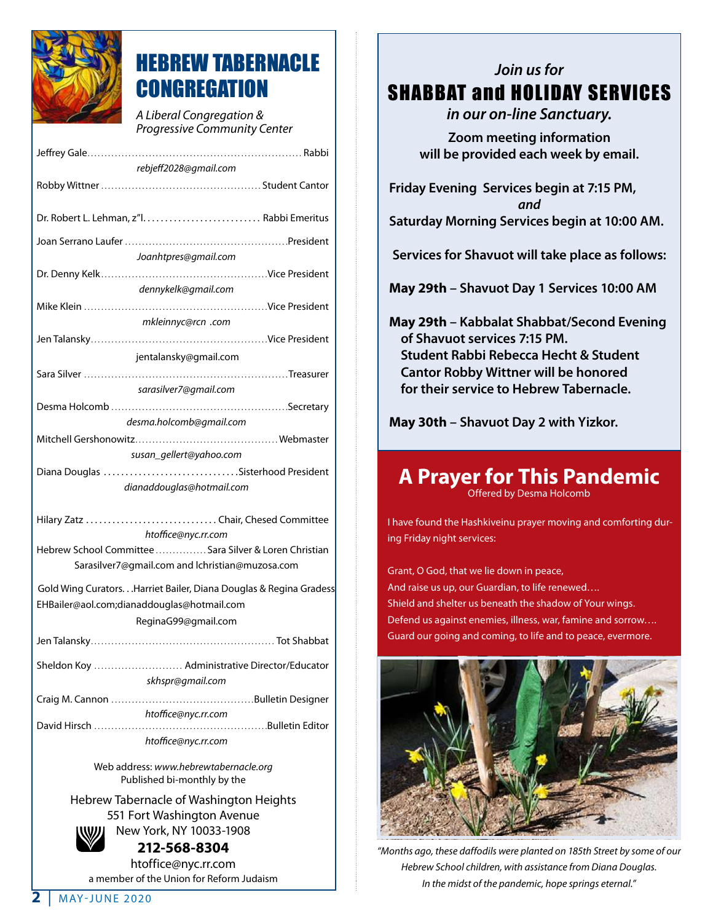# HEBREW TABERNACLE CONGREGATION

*A Liberal Congregation & Progressive Community Center*

Jeffrey Gale .......... Rabbi
*rebjeff2028@gmail.com*

Robby Wittner .......... Student Cantor

Dr. Robert L. Lehman, z"l. .......... Rabbi Emeritus

Joan Serrano Laufer .......... President
*Joanhtpres@gmail.com*

Dr. Denny Kelk .......... Vice President
*dennykelk@gmail.com*

Mike Klein .......... Vice President
*mkleinnyc@rcn .com*

Jen Talansky .......... Vice President
jentalansky@gmail.com

Sara Silver .......... Treasurer
*sarasilver7@gmail.com*

Desma Holcomb .......... Secretary
*desma.holcomb@gmail.com*

Mitchell Gershonowitz .......... Webmaster
*susan_gellert@yahoo.com*

Diana Douglas .......... Sisterhood President
*dianaddouglas@hotmail.com*

Hilary Zatz .......... Chair, Chesed Committee
*htoffice@nyc.rr.com*

Hebrew School Committee .......... Sara Silver & Loren Christian
Sarasilver7@gmail.com and lchristian@muzosa.com

Gold Wing Curators. . .Harriet Bailer, Diana Douglas & Regina Gradess
EHBailer@aol.com;dianaddouglas@hotmail.com
ReginaG99@gmail.com

Jen Talansky .......... Tot Shabbat

Sheldon Koy .......... Administrative Director/Educator
*skhspr@gmail.com*

Craig M. Cannon .......... Bulletin Designer
*htoffice@nyc.rr.com*

David Hirsch .......... Bulletin Editor
*htoffice@nyc.rr.com*

Web address: *www.hebrewtabernacle.org*
Published bi-monthly by the

Hebrew Tabernacle of Washington Heights
551 Fort Washington Avenue
New York, NY 10033-1908
**212-568-8304**
htoffice@nyc.rr.com
a member of the Union for Reform Judaism

*Join us for*

## SHABBAT and HOLIDAY SERVICES

*in our on-line Sanctuary.*

**Zoom meeting information will be provided each week by email.**

**Friday Evening Services begin at 7:15 PM,**
*and*
**Saturday Morning Services begin at 10:00 AM.**

**Services for Shavuot will take place as follows:**

**May 29th – Shavuot Day 1 Services 10:00 AM**

**May 29th – Kabbalat Shabbat/Second Evening of Shavuot services 7:15 PM. Student Rabbi Rebecca Hecht & Student Cantor Robby Wittner will be honored for their service to Hebrew Tabernacle.**

**May 30th – Shavuot Day 2 with Yizkor.**

## A Prayer for This Pandemic

Offered by Desma Holcomb

I have found the Hashkiveinu prayer moving and comforting during Friday night services:

Grant, O God, that we lie down in peace,
And raise us up, our Guardian, to life renewed….
Shield and shelter us beneath the shadow of Your wings.
Defend us against enemies, illness, war, famine and sorrow….
Guard our going and coming, to life and to peace, evermore.

*"Months ago, these daffodils were planted on 185th Street by some of our Hebrew School children, with assistance from Diana Douglas. In the midst of the pandemic, hope springs eternal."*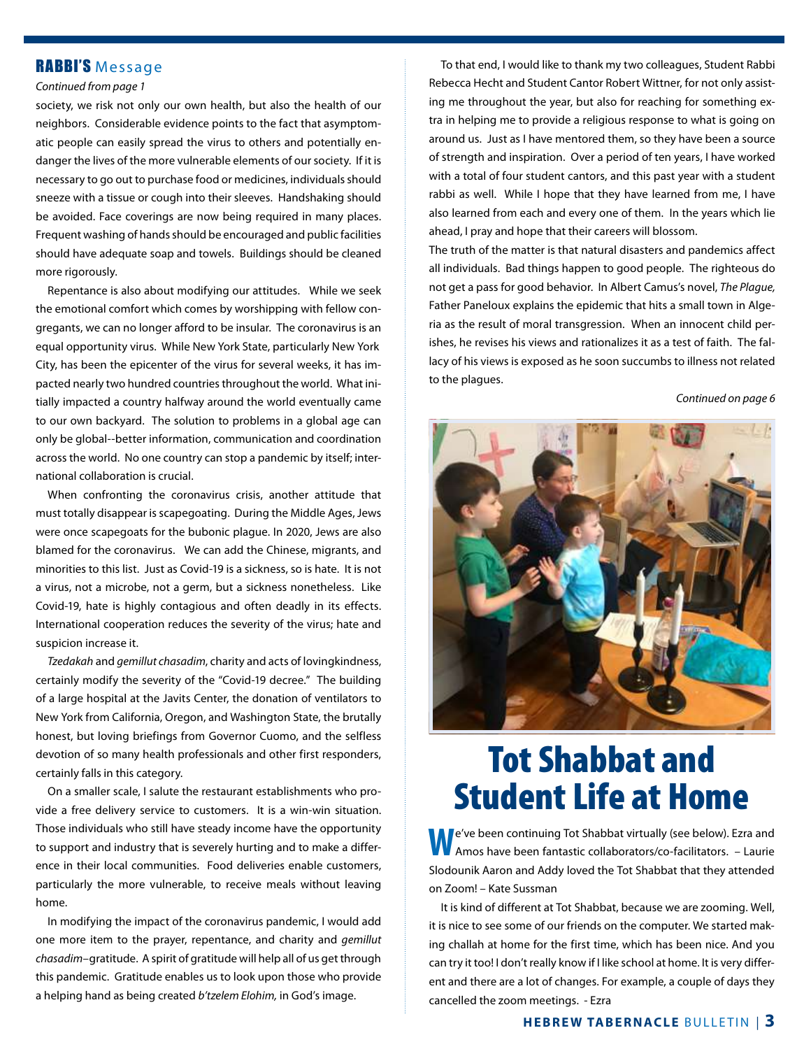## RABBI'S Message

*Continued from page 1*

society, we risk not only our own health, but also the health of our neighbors. Considerable evidence points to the fact that asymptomatic people can easily spread the virus to others and potentially endanger the lives of the more vulnerable elements of our society. If it is necessary to go out to purchase food or medicines, individuals should sneeze with a tissue or cough into their sleeves. Handshaking should be avoided. Face coverings are now being required in many places. Frequent washing of hands should be encouraged and public facilities should have adequate soap and towels. Buildings should be cleaned more rigorously.

Repentance is also about modifying our attitudes. While we seek the emotional comfort which comes by worshipping with fellow congregants, we can no longer afford to be insular. The coronavirus is an equal opportunity virus. While New York State, particularly New York City, has been the epicenter of the virus for several weeks, it has impacted nearly two hundred countries throughout the world. What initially impacted a country halfway around the world eventually came to our own backyard. The solution to problems in a global age can only be global--better information, communication and coordination across the world. No one country can stop a pandemic by itself; international collaboration is crucial.

When confronting the coronavirus crisis, another attitude that must totally disappear is scapegoating. During the Middle Ages, Jews were once scapegoats for the bubonic plague. In 2020, Jews are also blamed for the coronavirus. We can add the Chinese, migrants, and minorities to this list. Just as Covid-19 is a sickness, so is hate. It is not a virus, not a microbe, not a germ, but a sickness nonetheless. Like Covid-19, hate is highly contagious and often deadly in its effects. International cooperation reduces the severity of the virus; hate and suspicion increase it.

*Tzedakah* and *gemillut chasadim*, charity and acts of lovingkindness, certainly modify the severity of the "Covid-19 decree." The building of a large hospital at the Javits Center, the donation of ventilators to New York from California, Oregon, and Washington State, the brutally honest, but loving briefings from Governor Cuomo, and the selfless devotion of so many health professionals and other first responders, certainly falls in this category.

On a smaller scale, I salute the restaurant establishments who provide a free delivery service to customers. It is a win-win situation. Those individuals who still have steady income have the opportunity to support and industry that is severely hurting and to make a difference in their local communities. Food deliveries enable customers, particularly the more vulnerable, to receive meals without leaving home.

In modifying the impact of the coronavirus pandemic, I would add one more item to the prayer, repentance, and charity and *gemillut chasadim*–gratitude. A spirit of gratitude will help all of us get through this pandemic. Gratitude enables us to look upon those who provide a helping hand as being created *b'tzelem Elohim,* in God's image.

To that end, I would like to thank my two colleagues, Student Rabbi Rebecca Hecht and Student Cantor Robert Wittner, for not only assisting me throughout the year, but also for reaching for something extra in helping me to provide a religious response to what is going on around us. Just as I have mentored them, so they have been a source of strength and inspiration. Over a period of ten years, I have worked with a total of four student cantors, and this past year with a student rabbi as well. While I hope that they have learned from me, I have also learned from each and every one of them. In the years which lie ahead, I pray and hope that their careers will blossom.

The truth of the matter is that natural disasters and pandemics affect all individuals. Bad things happen to good people. The righteous do not get a pass for good behavior. In Albert Camus's novel, *The Plague,* Father Paneloux explains the epidemic that hits a small town in Algeria as the result of moral transgression. When an innocent child perishes, he revises his views and rationalizes it as a test of faith. The fallacy of his views is exposed as he soon succumbs to illness not related to the plagues.

*Continued on page 6*

# Tot Shabbat and Student Life at Home

We've been continuing Tot Shabbat virtually (see below). Ezra and Amos have been fantastic collaborators/co-facilitators. – Laurie Slodounik Aaron and Addy loved the Tot Shabbat that they attended on Zoom! – Kate Sussman

It is kind of different at Tot Shabbat, because we are zooming. Well, it is nice to see some of our friends on the computer. We started making challah at home for the first time, which has been nice. And you can try it too! I don't really know if I like school at home. It is very different and there are a lot of changes. For example, a couple of days they cancelled the zoom meetings. - Ezra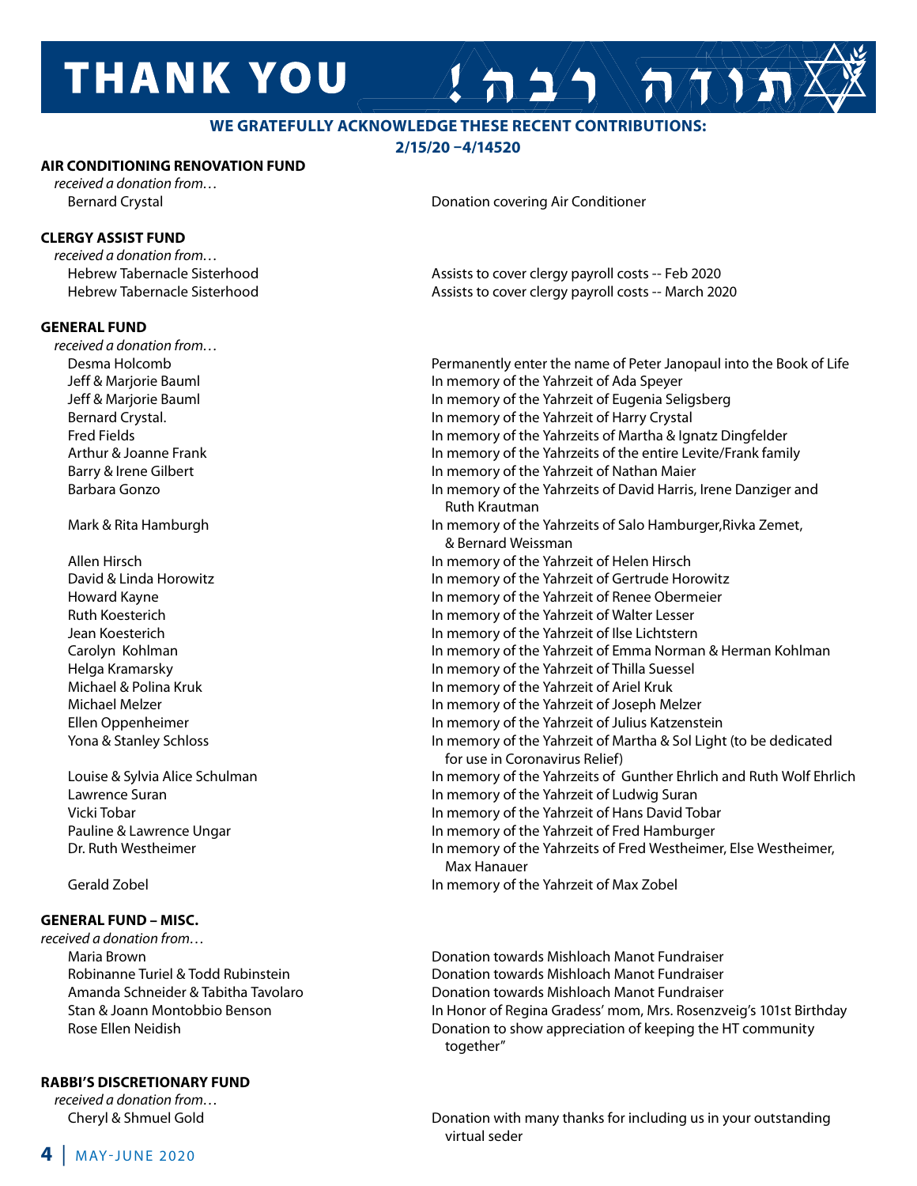# THANK YOU תודה רבה!

**WE GRATEFULLY ACKNOWLEDGE THESE RECENT CONTRIBUTIONS:**
**2/15/20 –4/14520**

**AIR CONDITIONING RENOVATION FUND**
*received a donation from…*

| | |
|---|---|
| Bernard Crystal | Donation covering Air Conditioner |

**CLERGY ASSIST FUND**
*received a donation from…*

| | |
|---|---|
| Hebrew Tabernacle Sisterhood | Assists to cover clergy payroll costs -- Feb 2020 |
| Hebrew Tabernacle Sisterhood | Assists to cover clergy payroll costs -- March 2020 |

**GENERAL FUND**
*received a donation from…*

| | |
|---|---|
| Desma Holcomb | Permanently enter the name of Peter Janopaul into the Book of Life |
| Jeff & Marjorie Bauml | In memory of the Yahrzeit of Ada Speyer |
| Jeff & Marjorie Bauml | In memory of the Yahrzeit of Eugenia Seligsberg |
| Bernard Crystal. | In memory of the Yahrzeit of Harry Crystal |
| Fred Fields | In memory of the Yahrzeits of Martha & Ignatz Dingfelder |
| Arthur & Joanne Frank | In memory of the Yahrzeits of the entire Levite/Frank family |
| Barry & Irene Gilbert | In memory of the Yahrzeit of Nathan Maier |
| Barbara Gonzo | In memory of the Yahrzeits of David Harris, Irene Danziger and Ruth Krautman |
| Mark & Rita Hamburgh | In memory of the Yahrzeits of Salo Hamburger,Rivka Zemet, & Bernard Weissman |
| Allen Hirsch | In memory of the Yahrzeit of Helen Hirsch |
| David & Linda Horowitz | In memory of the Yahrzeit of Gertrude Horowitz |
| Howard Kayne | In memory of the Yahrzeit of Renee Obermeier |
| Ruth Koesterich | In memory of the Yahrzeit of Walter Lesser |
| Jean Koesterich | In memory of the Yahrzeit of Ilse Lichtstern |
| Carolyn Kohlman | In memory of the Yahrzeit of Emma Norman & Herman Kohlman |
| Helga Kramarsky | In memory of the Yahrzeit of Thilla Suessel |
| Michael & Polina Kruk | In memory of the Yahrzeit of Ariel Kruk |
| Michael Melzer | In memory of the Yahrzeit of Joseph Melzer |
| Ellen Oppenheimer | In memory of the Yahrzeit of Julius Katzenstein |
| Yona & Stanley Schloss | In memory of the Yahrzeit of Martha & Sol Light (to be dedicated for use in Coronavirus Relief) |
| Louise & Sylvia Alice Schulman | In memory of the Yahrzeits of Gunther Ehrlich and Ruth Wolf Ehrlich |
| Lawrence Suran | In memory of the Yahrzeit of Ludwig Suran |
| Vicki Tobar | In memory of the Yahrzeit of Hans David Tobar |
| Pauline & Lawrence Ungar | In memory of the Yahrzeit of Fred Hamburger |
| Dr. Ruth Westheimer | In memory of the Yahrzeits of Fred Westheimer, Else Westheimer, Max Hanauer |
| Gerald Zobel | In memory of the Yahrzeit of Max Zobel |

**GENERAL FUND – MISC.**
*received a donation from…*

| | |
|---|---|
| Maria Brown | Donation towards Mishloach Manot Fundraiser |
| Robinanne Turiel & Todd Rubinstein | Donation towards Mishloach Manot Fundraiser |
| Amanda Schneider & Tabitha Tavolaro | Donation towards Mishloach Manot Fundraiser |
| Stan & Joann Montobbio Benson | In Honor of Regina Gradess' mom, Mrs. Rosenzveig's 101st Birthday |
| Rose Ellen Neidish | Donation to show appreciation of keeping the HT community together" |

**RABBI'S DISCRETIONARY FUND**
*received a donation from…*

| | |
|---|---|
| Cheryl & Shmuel Gold | Donation with many thanks for including us in your outstanding virtual seder |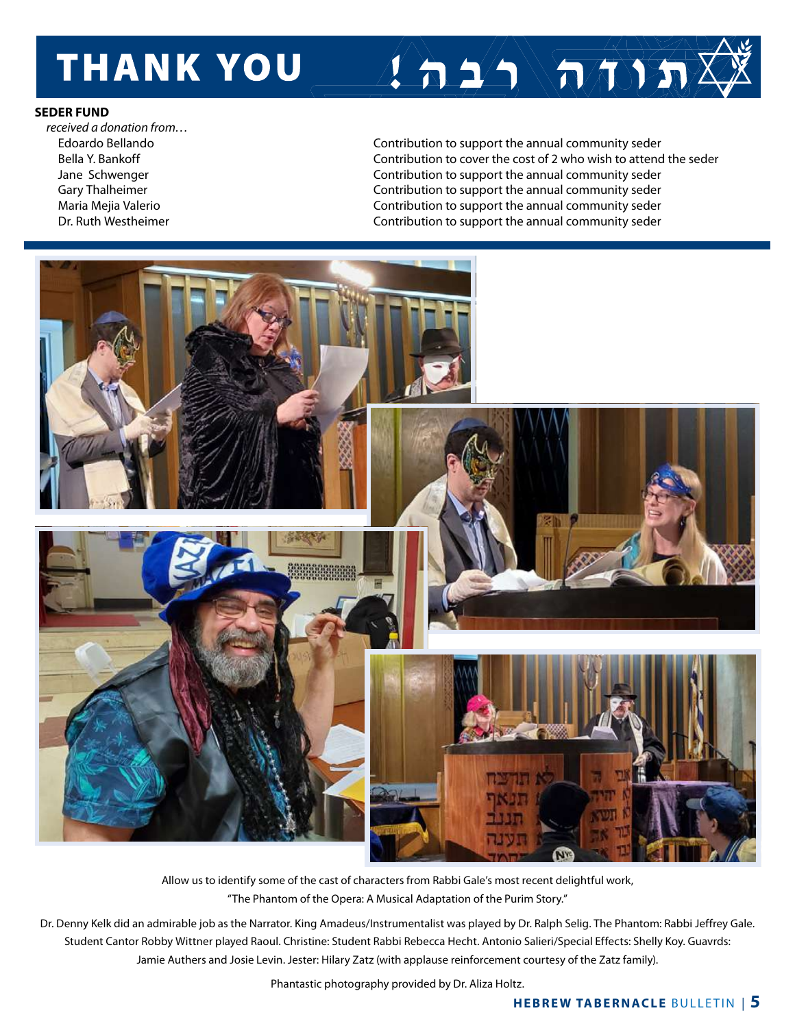# THANK YOU ! תודה רבה

**SEDER FUND**

*received a donation from…*

| Donor | Note |
|---|---|
| Edoardo Bellando | Contribution to support the annual community seder |
| Bella Y. Bankoff | Contribution to cover the cost of 2 who wish to attend the seder |
| Jane Schwenger | Contribution to support the annual community seder |
| Gary Thalheimer | Contribution to support the annual community seder |
| Maria Mejia Valerio | Contribution to support the annual community seder |
| Dr. Ruth Westheimer | Contribution to support the annual community seder |

Allow us to identify some of the cast of characters from Rabbi Gale's most recent delightful work, "The Phantom of the Opera: A Musical Adaptation of the Purim Story."

Dr. Denny Kelk did an admirable job as the Narrator. King Amadeus/Instrumentalist was played by Dr. Ralph Selig. The Phantom: Rabbi Jeffrey Gale. Student Cantor Robby Wittner played Raoul. Christine: Student Rabbi Rebecca Hecht. Antonio Salieri/Special Effects: Shelly Koy. Guavrds: Jamie Authers and Josie Levin. Jester: Hilary Zatz (with applause reinforcement courtesy of the Zatz family).

Phantastic photography provided by Dr. Aliza Holtz.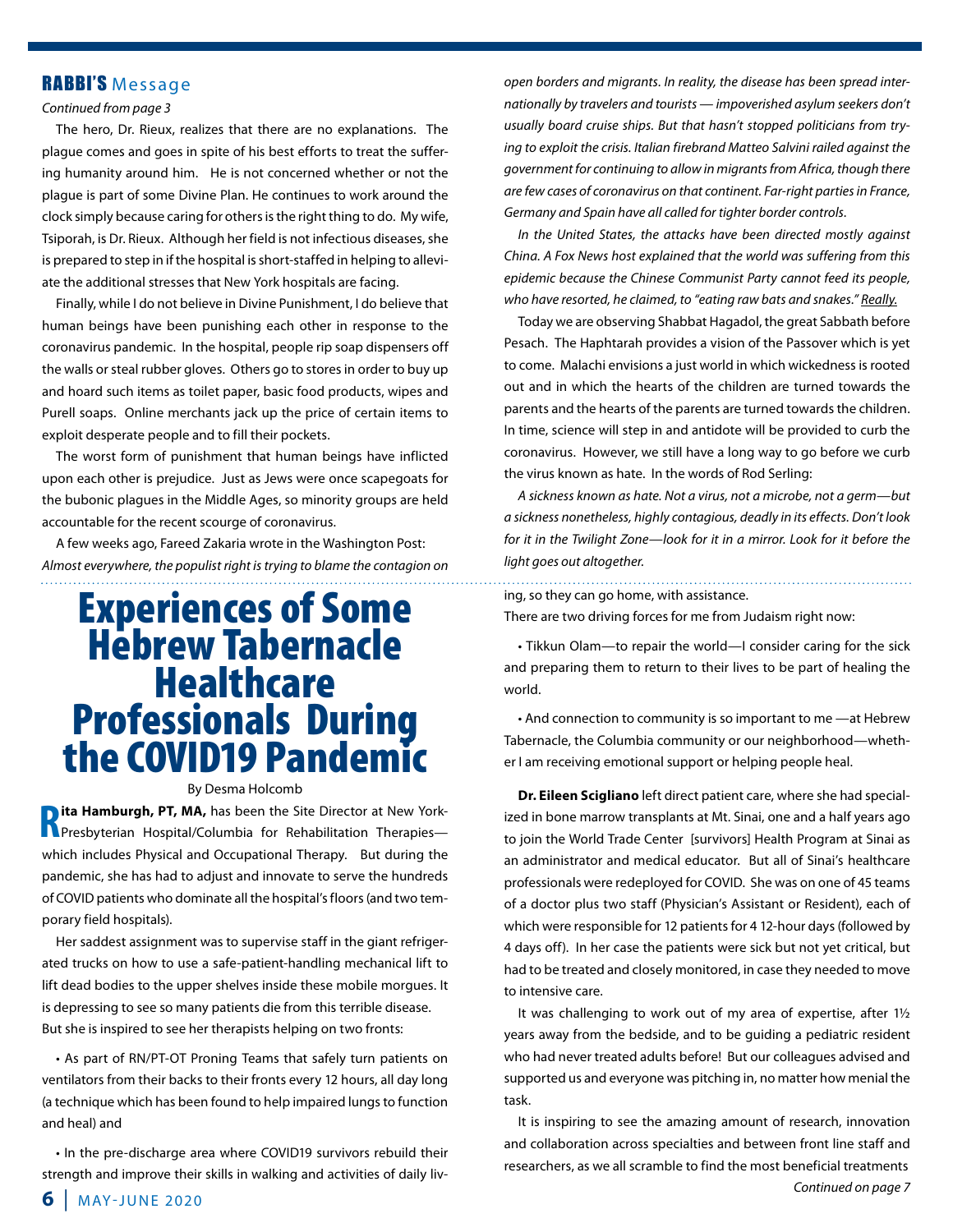## RABBI'S Message

*Continued from page 3*

The hero, Dr. Rieux, realizes that there are no explanations. The plague comes and goes in spite of his best efforts to treat the suffering humanity around him. He is not concerned whether or not the plague is part of some Divine Plan. He continues to work around the clock simply because caring for others is the right thing to do. My wife, Tsiporah, is Dr. Rieux. Although her field is not infectious diseases, she is prepared to step in if the hospital is short-staffed in helping to alleviate the additional stresses that New York hospitals are facing.

Finally, while I do not believe in Divine Punishment, I do believe that human beings have been punishing each other in response to the coronavirus pandemic. In the hospital, people rip soap dispensers off the walls or steal rubber gloves. Others go to stores in order to buy up and hoard such items as toilet paper, basic food products, wipes and Purell soaps. Online merchants jack up the price of certain items to exploit desperate people and to fill their pockets.

The worst form of punishment that human beings have inflicted upon each other is prejudice. Just as Jews were once scapegoats for the bubonic plagues in the Middle Ages, so minority groups are held accountable for the recent scourge of coronavirus.

A few weeks ago, Fareed Zakaria wrote in the Washington Post:

*Almost everywhere, the populist right is trying to blame the contagion on open borders and migrants. In reality, the disease has been spread internationally by travelers and tourists — impoverished asylum seekers don't usually board cruise ships. But that hasn't stopped politicians from trying to exploit the crisis. Italian firebrand Matteo Salvini railed against the government for continuing to allow in migrants from Africa, though there are few cases of coronavirus on that continent. Far-right parties in France, Germany and Spain have all called for tighter border controls.*

*In the United States, the attacks have been directed mostly against China. A Fox News host explained that the world was suffering from this epidemic because the Chinese Communist Party cannot feed its people, who have resorted, he claimed, to "eating raw bats and snakes." Really.*

Today we are observing Shabbat Hagadol, the great Sabbath before Pesach. The Haphtarah provides a vision of the Passover which is yet to come. Malachi envisions a just world in which wickedness is rooted out and in which the hearts of the children are turned towards the parents and the hearts of the parents are turned towards the children. In time, science will step in and antidote will be provided to curb the coronavirus. However, we still have a long way to go before we curb the virus known as hate. In the words of Rod Serling:

*A sickness known as hate. Not a virus, not a microbe, not a germ—but a sickness nonetheless, highly contagious, deadly in its effects. Don't look for it in the Twilight Zone—look for it in a mirror. Look for it before the light goes out altogether.*

# Experiences of Some Hebrew Tabernacle Healthcare Professionals During the COVID19 Pandemic

By Desma Holcomb

**Rita Hamburgh, PT, MA,** has been the Site Director at New York-Presbyterian Hospital/Columbia for Rehabilitation Therapies—which includes Physical and Occupational Therapy. But during the pandemic, she has had to adjust and innovate to serve the hundreds of COVID patients who dominate all the hospital's floors (and two temporary field hospitals).

Her saddest assignment was to supervise staff in the giant refrigerated trucks on how to use a safe-patient-handling mechanical lift to lift dead bodies to the upper shelves inside these mobile morgues. It is depressing to see so many patients die from this terrible disease. But she is inspired to see her therapists helping on two fronts:

- As part of RN/PT-OT Proning Teams that safely turn patients on ventilators from their backs to their fronts every 12 hours, all day long (a technique which has been found to help impaired lungs to function and heal) and

- In the pre-discharge area where COVID19 survivors rebuild their strength and improve their skills in walking and activities of daily living, so they can go home, with assistance.

There are two driving forces for me from Judaism right now:

- Tikkun Olam—to repair the world—I consider caring for the sick and preparing them to return to their lives to be part of healing the world.

- And connection to community is so important to me —at Hebrew Tabernacle, the Columbia community or our neighborhood—whether I am receiving emotional support or helping people heal.

**Dr. Eileen Scigliano** left direct patient care, where she had specialized in bone marrow transplants at Mt. Sinai, one and a half years ago to join the World Trade Center [survivors] Health Program at Sinai as an administrator and medical educator. But all of Sinai's healthcare professionals were redeployed for COVID. She was on one of 45 teams of a doctor plus two staff (Physician's Assistant or Resident), each of which were responsible for 12 patients for 4 12-hour days (followed by 4 days off). In her case the patients were sick but not yet critical, but had to be treated and closely monitored, in case they needed to move to intensive care.

It was challenging to work out of my area of expertise, after 1½ years away from the bedside, and to be guiding a pediatric resident who had never treated adults before! But our colleagues advised and supported us and everyone was pitching in, no matter how menial the task.

It is inspiring to see the amazing amount of research, innovation and collaboration across specialties and between front line staff and researchers, as we all scramble to find the most beneficial treatments

*Continued on page 7*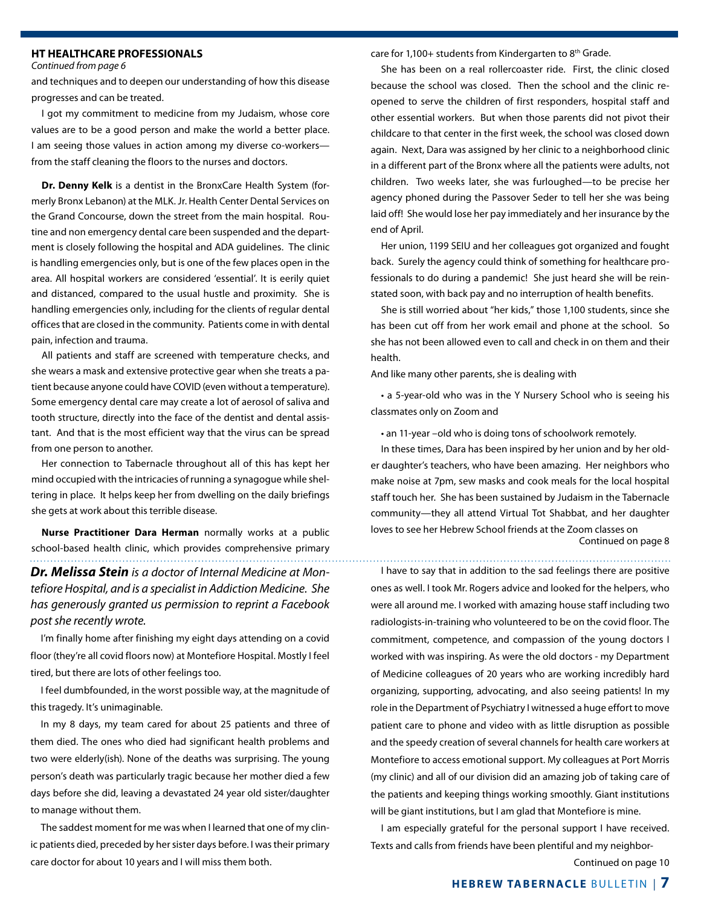## HT HEALTHCARE PROFESSIONALS

*Continued from page 6*

and techniques and to deepen our understanding of how this disease progresses and can be treated.

I got my commitment to medicine from my Judaism, whose core values are to be a good person and make the world a better place. I am seeing those values in action among my diverse co-workers—from the staff cleaning the floors to the nurses and doctors.

**Dr. Denny Kelk** is a dentist in the BronxCare Health System (formerly Bronx Lebanon) at the MLK. Jr. Health Center Dental Services on the Grand Concourse, down the street from the main hospital. Routine and non emergency dental care been suspended and the department is closely following the hospital and ADA guidelines. The clinic is handling emergencies only, but is one of the few places open in the area. All hospital workers are considered 'essential'. It is eerily quiet and distanced, compared to the usual hustle and proximity. She is handling emergencies only, including for the clients of regular dental offices that are closed in the community. Patients come in with dental pain, infection and trauma.

All patients and staff are screened with temperature checks, and she wears a mask and extensive protective gear when she treats a patient because anyone could have COVID (even without a temperature). Some emergency dental care may create a lot of aerosol of saliva and tooth structure, directly into the face of the dentist and dental assistant. And that is the most efficient way that the virus can be spread from one person to another.

Her connection to Tabernacle throughout all of this has kept her mind occupied with the intricacies of running a synagogue while sheltering in place. It helps keep her from dwelling on the daily briefings she gets at work about this terrible disease.

**Nurse Practitioner Dara Herman** normally works at a public school-based health clinic, which provides comprehensive primary care for 1,100+ students from Kindergarten to 8th Grade.

She has been on a real rollercoaster ride. First, the clinic closed because the school was closed. Then the school and the clinic reopened to serve the children of first responders, hospital staff and other essential workers. But when those parents did not pivot their childcare to that center in the first week, the school was closed down again. Next, Dara was assigned by her clinic to a neighborhood clinic in a different part of the Bronx where all the patients were adults, not children. Two weeks later, she was furloughed—to be precise her agency phoned during the Passover Seder to tell her she was being laid off! She would lose her pay immediately and her insurance by the end of April.

Her union, 1199 SEIU and her colleagues got organized and fought back. Surely the agency could think of something for healthcare professionals to do during a pandemic! She just heard she will be reinstated soon, with back pay and no interruption of health benefits.

She is still worried about "her kids," those 1,100 students, since she has been cut off from her work email and phone at the school. So she has not been allowed even to call and check in on them and their health.

And like many other parents, she is dealing with

- a 5-year-old who was in the Y Nursery School who is seeing his classmates only on Zoom and
- an 11-year –old who is doing tons of schoolwork remotely.

In these times, Dara has been inspired by her union and by her older daughter's teachers, who have been amazing. Her neighbors who make noise at 7pm, sew masks and cook meals for the local hospital staff touch her. She has been sustained by Judaism in the Tabernacle community—they all attend Virtual Tot Shabbat, and her daughter loves to see her Hebrew School friends at the Zoom classes on

Continued on page 8

---

***Dr. Melissa Stein** is a doctor of Internal Medicine at Montefiore Hospital, and is a specialist in Addiction Medicine. She has generously granted us permission to reprint a Facebook post she recently wrote.*

I'm finally home after finishing my eight days attending on a covid floor (they're all covid floors now) at Montefiore Hospital. Mostly I feel tired, but there are lots of other feelings too.

I feel dumbfounded, in the worst possible way, at the magnitude of this tragedy. It's unimaginable.

In my 8 days, my team cared for about 25 patients and three of them died. The ones who died had significant health problems and two were elderly(ish). None of the deaths was surprising. The young person's death was particularly tragic because her mother died a few days before she did, leaving a devastated 24 year old sister/daughter to manage without them.

The saddest moment for me was when I learned that one of my clinic patients died, preceded by her sister days before. I was their primary care doctor for about 10 years and I will miss them both.

I have to say that in addition to the sad feelings there are positive ones as well. I took Mr. Rogers advice and looked for the helpers, who were all around me. I worked with amazing house staff including two radiologists-in-training who volunteered to be on the covid floor. The commitment, competence, and compassion of the young doctors I worked with was inspiring. As were the old doctors - my Department of Medicine colleagues of 20 years who are working incredibly hard organizing, supporting, advocating, and also seeing patients! In my role in the Department of Psychiatry I witnessed a huge effort to move patient care to phone and video with as little disruption as possible and the speedy creation of several channels for health care workers at Montefiore to access emotional support. My colleagues at Port Morris (my clinic) and all of our division did an amazing job of taking care of the patients and keeping things working smoothly. Giant institutions will be giant institutions, but I am glad that Montefiore is mine.

I am especially grateful for the personal support I have received. Texts and calls from friends have been plentiful and my neighbor-

Continued on page 10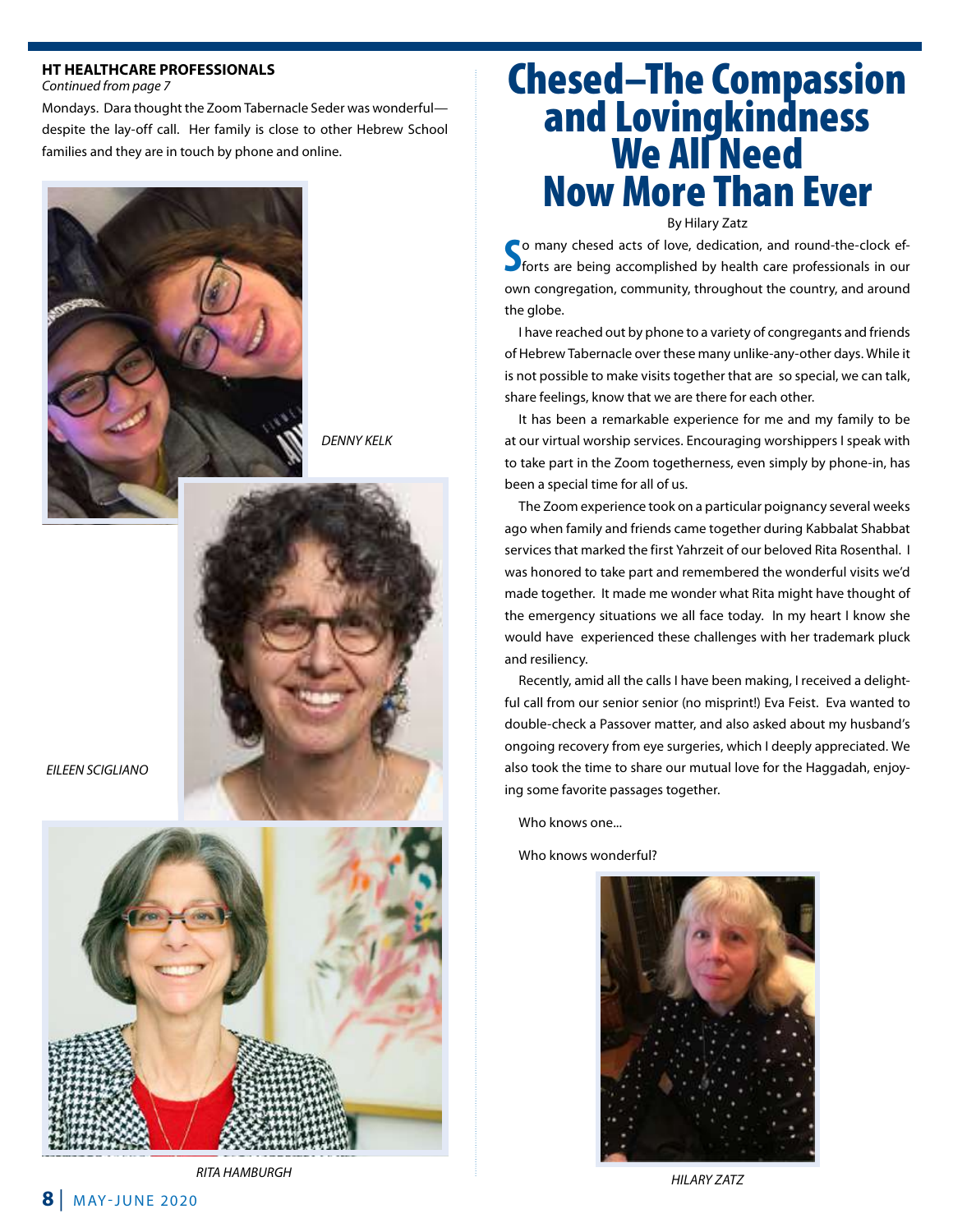### HT HEALTHCARE PROFESSIONALS

*Continued from page 7*

Mondays. Dara thought the Zoom Tabernacle Seder was wonderful—despite the lay-off call. Her family is close to other Hebrew School families and they are in touch by phone and online.

*DENNY KELK*

*EILEEN SCIGLIANO*

*RITA HAMBURGH*

# Chesed–The Compassion and Lovingkindness We All Need Now More Than Ever

By Hilary Zatz

So many chesed acts of love, dedication, and round-the-clock efforts are being accomplished by health care professionals in our own congregation, community, throughout the country, and around the globe.

I have reached out by phone to a variety of congregants and friends of Hebrew Tabernacle over these many unlike-any-other days. While it is not possible to make visits together that are so special, we can talk, share feelings, know that we are there for each other.

It has been a remarkable experience for me and my family to be at our virtual worship services. Encouraging worshippers I speak with to take part in the Zoom togetherness, even simply by phone-in, has been a special time for all of us.

The Zoom experience took on a particular poignancy several weeks ago when family and friends came together during Kabbalat Shabbat services that marked the first Yahrzeit of our beloved Rita Rosenthal. I was honored to take part and remembered the wonderful visits we'd made together. It made me wonder what Rita might have thought of the emergency situations we all face today. In my heart I know she would have experienced these challenges with her trademark pluck and resiliency.

Recently, amid all the calls I have been making, I received a delightful call from our senior senior (no misprint!) Eva Feist. Eva wanted to double-check a Passover matter, and also asked about my husband's ongoing recovery from eye surgeries, which I deeply appreciated. We also took the time to share our mutual love for the Haggadah, enjoying some favorite passages together.

Who knows one...

Who knows wonderful?

*HILARY ZATZ*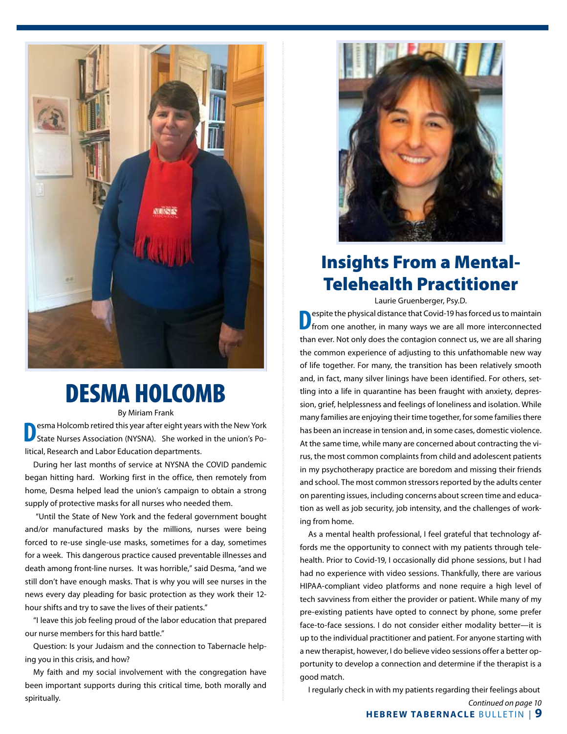# DESMA HOLCOMB

By Miriam Frank

Desma Holcomb retired this year after eight years with the New York State Nurses Association (NYSNA). She worked in the union's Political, Research and Labor Education departments.

During her last months of service at NYSNA the COVID pandemic began hitting hard. Working first in the office, then remotely from home, Desma helped lead the union's campaign to obtain a strong supply of protective masks for all nurses who needed them.

"Until the State of New York and the federal government bought and/or manufactured masks by the millions, nurses were being forced to re-use single-use masks, sometimes for a day, sometimes for a week. This dangerous practice caused preventable illnesses and death among front-line nurses. It was horrible," said Desma, "and we still don't have enough masks. That is why you will see nurses in the news every day pleading for basic protection as they work their 12-hour shifts and try to save the lives of their patients."

"I leave this job feeling proud of the labor education that prepared our nurse members for this hard battle."

Question: Is your Judaism and the connection to Tabernacle helping you in this crisis, and how?

My faith and my social involvement with the congregation have been important supports during this critical time, both morally and spiritually.

# Insights From a Mental-Telehealth Practitioner

Laurie Gruenberger, Psy.D.

Despite the physical distance that Covid-19 has forced us to maintain from one another, in many ways we are all more interconnected than ever. Not only does the contagion connect us, we are all sharing the common experience of adjusting to this unfathomable new way of life together. For many, the transition has been relatively smooth and, in fact, many silver linings have been identified. For others, settling into a life in quarantine has been fraught with anxiety, depression, grief, helplessness and feelings of loneliness and isolation. While many families are enjoying their time together, for some families there has been an increase in tension and, in some cases, domestic violence. At the same time, while many are concerned about contracting the virus, the most common complaints from child and adolescent patients in my psychotherapy practice are boredom and missing their friends and school. The most common stressors reported by the adults center on parenting issues, including concerns about screen time and education as well as job security, job intensity, and the challenges of working from home.

As a mental health professional, I feel grateful that technology affords me the opportunity to connect with my patients through telehealth. Prior to Covid-19, I occasionally did phone sessions, but I had had no experience with video sessions. Thankfully, there are various HIPAA-compliant video platforms and none require a high level of tech savviness from either the provider or patient. While many of my pre-existing patients have opted to connect by phone, some prefer face-to-face sessions. I do not consider either modality better—it is up to the individual practitioner and patient. For anyone starting with a new therapist, however, I do believe video sessions offer a better opportunity to develop a connection and determine if the therapist is a good match.

I regularly check in with my patients regarding their feelings about

*Continued on page 10*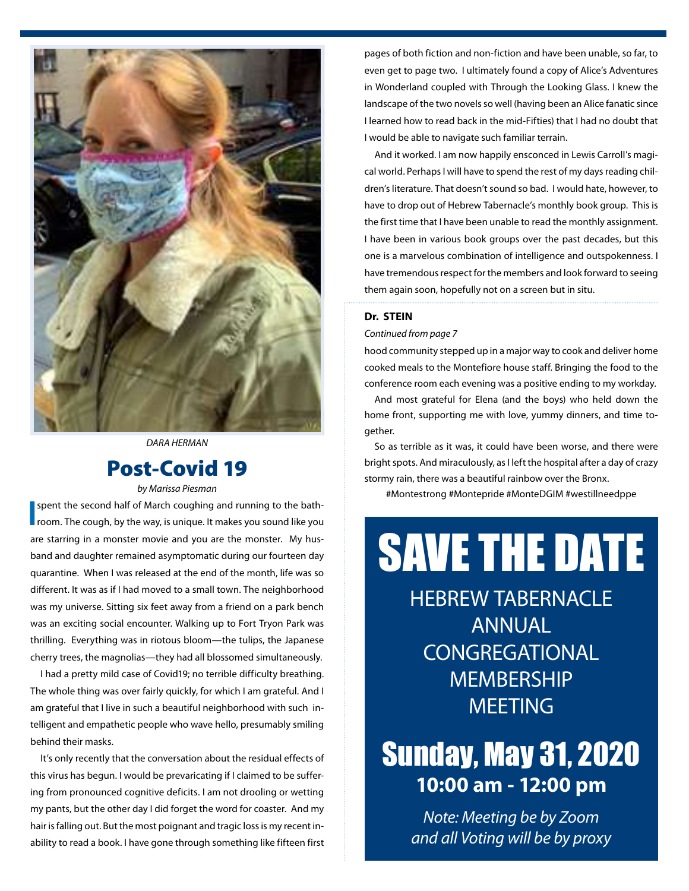DARA HERMAN

## Post-Covid 19

*by Marissa Piesman*

I spent the second half of March coughing and running to the bathroom. The cough, by the way, is unique. It makes you sound like you are starring in a monster movie and you are the monster. My husband and daughter remained asymptomatic during our fourteen day quarantine. When I was released at the end of the month, life was so different. It was as if I had moved to a small town. The neighborhood was my universe. Sitting six feet away from a friend on a park bench was an exciting social encounter. Walking up to Fort Tryon Park was thrilling. Everything was in riotous bloom—the tulips, the Japanese cherry trees, the magnolias—they had all blossomed simultaneously.

I had a pretty mild case of Covid19; no terrible difficulty breathing. The whole thing was over fairly quickly, for which I am grateful. And I am grateful that I live in such a beautiful neighborhood with such intelligent and empathetic people who wave hello, presumably smiling behind their masks.

It's only recently that the conversation about the residual effects of this virus has begun. I would be prevaricating if I claimed to be suffering from pronounced cognitive deficits. I am not drooling or wetting my pants, but the other day I did forget the word for coaster. And my hair is falling out. But the most poignant and tragic loss is my recent inability to read a book. I have gone through something like fifteen first pages of both fiction and non-fiction and have been unable, so far, to even get to page two. I ultimately found a copy of Alice's Adventures in Wonderland coupled with Through the Looking Glass. I knew the landscape of the two novels so well (having been an Alice fanatic since I learned how to read back in the mid-Fifties) that I had no doubt that I would be able to navigate such familiar terrain.

And it worked. I am now happily ensconced in Lewis Carroll's magical world. Perhaps I will have to spend the rest of my days reading children's literature. That doesn't sound so bad. I would hate, however, to have to drop out of Hebrew Tabernacle's monthly book group. This is the first time that I have been unable to read the monthly assignment. I have been in various book groups over the past decades, but this one is a marvelous combination of intelligence and outspokenness. I have tremendous respect for the members and look forward to seeing them again soon, hopefully not on a screen but in situ.

**Dr. STEIN**

*Continued from page 7*

hood community stepped up in a major way to cook and deliver home cooked meals to the Montefiore house staff. Bringing the food to the conference room each evening was a positive ending to my workday.

And most grateful for Elena (and the boys) who held down the home front, supporting me with love, yummy dinners, and time together.

So as terrible as it was, it could have been worse, and there were bright spots. And miraculously, as I left the hospital after a day of crazy stormy rain, there was a beautiful rainbow over the Bronx.

#Montestrong #Montepride #MonteDGIM #westillneedppe

# SAVE THE DATE

HEBREW TABERNACLE ANNUAL CONGREGATIONAL MEMBERSHIP MEETING

## Sunday, May 31, 2020

**10:00 am - 12:00 pm**

*Note: Meeting be by Zoom and all Voting will be by proxy*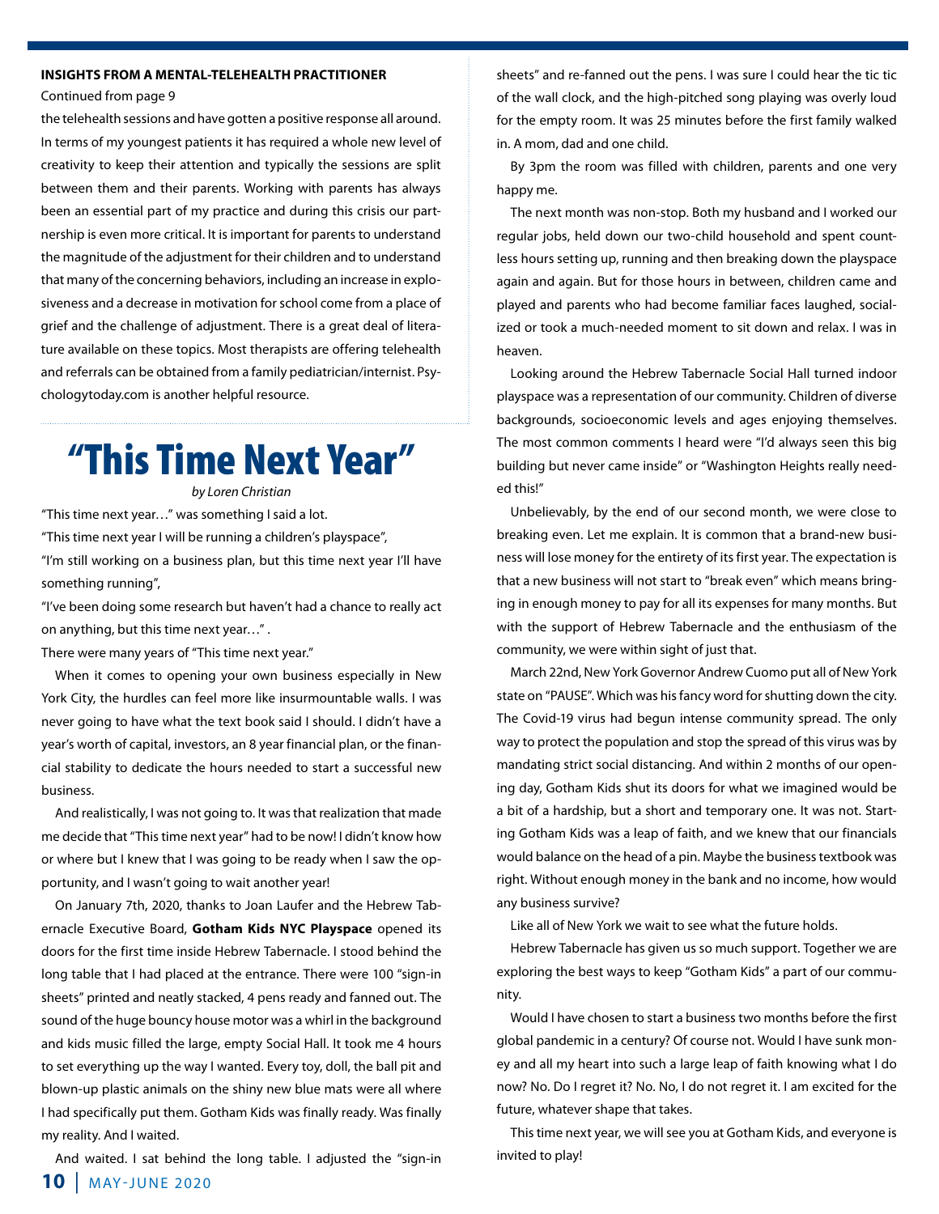**INSIGHTS FROM A MENTAL-TELEHEALTH PRACTITIONER**

Continued from page 9

the telehealth sessions and have gotten a positive response all around. In terms of my youngest patients it has required a whole new level of creativity to keep their attention and typically the sessions are split between them and their parents. Working with parents has always been an essential part of my practice and during this crisis our partnership is even more critical. It is important for parents to understand the magnitude of the adjustment for their children and to understand that many of the concerning behaviors, including an increase in explosiveness and a decrease in motivation for school come from a place of grief and the challenge of adjustment. There is a great deal of literature available on these topics. Most therapists are offering telehealth and referrals can be obtained from a family pediatrician/internist. Psychologytoday.com is another helpful resource.

# "This Time Next Year"

*by Loren Christian*

"This time next year…" was something I said a lot.

"This time next year I will be running a children's playspace",

"I'm still working on a business plan, but this time next year I'll have something running",

"I've been doing some research but haven't had a chance to really act on anything, but this time next year…" .

There were many years of "This time next year."

When it comes to opening your own business especially in New York City, the hurdles can feel more like insurmountable walls. I was never going to have what the text book said I should. I didn't have a year's worth of capital, investors, an 8 year financial plan, or the financial stability to dedicate the hours needed to start a successful new business.

And realistically, I was not going to. It was that realization that made me decide that "This time next year" had to be now! I didn't know how or where but I knew that I was going to be ready when I saw the opportunity, and I wasn't going to wait another year!

On January 7th, 2020, thanks to Joan Laufer and the Hebrew Tabernacle Executive Board, **Gotham Kids NYC Playspace** opened its doors for the first time inside Hebrew Tabernacle. I stood behind the long table that I had placed at the entrance. There were 100 "sign-in sheets" printed and neatly stacked, 4 pens ready and fanned out. The sound of the huge bouncy house motor was a whirl in the background and kids music filled the large, empty Social Hall. It took me 4 hours to set everything up the way I wanted. Every toy, doll, the ball pit and blown-up plastic animals on the shiny new blue mats were all where I had specifically put them. Gotham Kids was finally ready. Was finally my reality. And I waited.

And waited. I sat behind the long table. I adjusted the "sign-in sheets" and re-fanned out the pens. I was sure I could hear the tic tic of the wall clock, and the high-pitched song playing was overly loud for the empty room. It was 25 minutes before the first family walked in. A mom, dad and one child.

By 3pm the room was filled with children, parents and one very happy me.

The next month was non-stop. Both my husband and I worked our regular jobs, held down our two-child household and spent countless hours setting up, running and then breaking down the playspace again and again. But for those hours in between, children came and played and parents who had become familiar faces laughed, socialized or took a much-needed moment to sit down and relax. I was in heaven.

Looking around the Hebrew Tabernacle Social Hall turned indoor playspace was a representation of our community. Children of diverse backgrounds, socioeconomic levels and ages enjoying themselves. The most common comments I heard were "I'd always seen this big building but never came inside" or "Washington Heights really needed this!"

Unbelievably, by the end of our second month, we were close to breaking even. Let me explain. It is common that a brand-new business will lose money for the entirety of its first year. The expectation is that a new business will not start to "break even" which means bringing in enough money to pay for all its expenses for many months. But with the support of Hebrew Tabernacle and the enthusiasm of the community, we were within sight of just that.

March 22nd, New York Governor Andrew Cuomo put all of New York state on "PAUSE". Which was his fancy word for shutting down the city. The Covid-19 virus had begun intense community spread. The only way to protect the population and stop the spread of this virus was by mandating strict social distancing. And within 2 months of our opening day, Gotham Kids shut its doors for what we imagined would be a bit of a hardship, but a short and temporary one. It was not. Starting Gotham Kids was a leap of faith, and we knew that our financials would balance on the head of a pin. Maybe the business textbook was right. Without enough money in the bank and no income, how would any business survive?

Like all of New York we wait to see what the future holds.

Hebrew Tabernacle has given us so much support. Together we are exploring the best ways to keep "Gotham Kids" a part of our community.

Would I have chosen to start a business two months before the first global pandemic in a century? Of course not. Would I have sunk money and all my heart into such a large leap of faith knowing what I do now? No. Do I regret it? No. No, I do not regret it. I am excited for the future, whatever shape that takes.

This time next year, we will see you at Gotham Kids, and everyone is invited to play!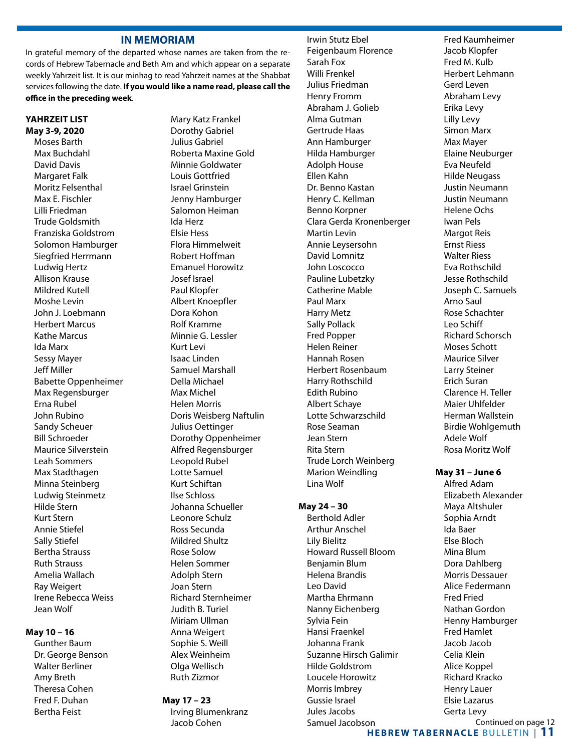## IN MEMORIAM

In grateful memory of the departed whose names are taken from the records of Hebrew Tabernacle and Beth Am and which appear on a separate weekly Yahrzeit list. It is our minhag to read Yahrzeit names at the Shabbat services following the date. **If you would like a name read, please call the office in the preceding week**.

### YAHRZEIT LIST

**May 3-9, 2020**

- Moses Barth
- Max Buchdahl
- David Davis
- Margaret Falk
- Moritz Felsenthal
- Max E. Fischler
- Lilli Friedman
- Trude Goldsmith
- Franziska Goldstrom
- Solomon Hamburger
- Siegfried Herrmann
- Ludwig Hertz
- Allison Krause
- Mildred Kutell
- Moshe Levin
- John J. Loebmann
- Herbert Marcus
- Kathe Marcus
- Ida Marx
- Sessy Mayer
- Jeff Miller
- Babette Oppenheimer
- Max Regensburger
- Erna Rubel
- John Rubino
- Sandy Scheuer
- Bill Schroeder
- Maurice Silverstein
- Leah Sommers
- Max Stadthagen
- Minna Steinberg
- Ludwig Steinmetz
- Hilde Stern
- Kurt Stern
- Annie Stiefel
- Sally Stiefel
- Bertha Strauss
- Ruth Strauss
- Amelia Wallach
- Ray Weigert
- Irene Rebecca Weiss
- Jean Wolf

**May 10 – 16**

- Gunther Baum
- Dr. George Benson
- Walter Berliner
- Amy Breth
- Theresa Cohen
- Fred F. Duhan
- Bertha Feist
- Mary Katz Frankel
- Dorothy Gabriel
- Julius Gabriel
- Roberta Maxine Gold
- Minnie Goldwater
- Louis Gottfried
- Israel Grinstein
- Jenny Hamburger
- Salomon Heiman
- Ida Herz
- Elsie Hess
- Flora Himmelweit
- Robert Hoffman
- Emanuel Horowitz
- Josef Israel
- Paul Klopfer
- Albert Knoepfler
- Dora Kohon
- Rolf Kramme
- Minnie G. Lessler
- Kurt Levi
- Isaac Linden
- Samuel Marshall
- Della Michael
- Max Michel
- Helen Morris
- Doris Weisberg Naftulin
- Julius Oettinger
- Dorothy Oppenheimer
- Alfred Regensburger
- Leopold Rubel
- Lotte Samuel
- Kurt Schiftan
- Ilse Schloss
- Johanna Schueller
- Leonore Schulz
- Ross Secunda
- Mildred Shultz
- Rose Solow
- Helen Sommer
- Adolph Stern
- Joan Stern
- Richard Sternheimer
- Judith B. Turiel
- Miriam Ullman
- Anna Weigert
- Sophie S. Weill
- Alex Weinheim
- Olga Wellisch
- Ruth Zizmor

**May 17 – 23**

- Irving Blumenkranz
- Jacob Cohen
- Irwin Stutz Ebel
- Feigenbaum Florence
- Sarah Fox
- Willi Frenkel
- Julius Friedman
- Henry Fromm
- Abraham J. Golieb
- Alma Gutman
- Gertrude Haas
- Ann Hamburger
- Hilda Hamburger
- Adolph House
- Ellen Kahn
- Dr. Benno Kastan
- Henry C. Kellman
- Benno Korpner
- Clara Gerda Kronenberger
- Martin Levin
- Annie Leysersohn
- David Lomnitz
- John Loscocco
- Pauline Lubetzky
- Catherine Mable
- Paul Marx
- Harry Metz
- Sally Pollack
- Fred Popper
- Helen Reiner
- Hannah Rosen
- Herbert Rosenbaum
- Harry Rothschild
- Edith Rubino
- Albert Schaye
- Lotte Schwarzschild
- Rose Seaman
- Jean Stern
- Rita Stern
- Trude Lorch Weinberg
- Marion Weindling
- Lina Wolf

**May 24 – 30**

- Berthold Adler
- Arthur Anschel
- Lily Bielitz
- Howard Russell Bloom
- Benjamin Blum
- Helena Brandis
- Leo David
- Martha Ehrmann
- Nanny Eichenberg
- Sylvia Fein
- Hansi Fraenkel
- Johanna Frank
- Suzanne Hirsch Galimir
- Hilde Goldstrom
- Loucele Horowitz
- Morris Imbrey
- Gussie Israel
- Jules Jacobs
- Samuel Jacobson
- Fred Kaumheimer
- Jacob Klopfer
- Fred M. Kulb
- Herbert Lehmann
- Gerd Leven
- Abraham Levy
- Erika Levy
- Lilly Levy
- Simon Marx
- Max Mayer
- Elaine Neuburger
- Eva Neufeld
- Hilde Neugass
- Justin Neumann
- Justin Neumann
- Helene Ochs
- Iwan Pels
- Margot Reis
- Ernst Riess
- Walter Riess
- Eva Rothschild
- Jesse Rothschild
- Joseph C. Samuels
- Arno Saul
- Rose Schachter
- Leo Schiff
- Richard Schorsch
- Moses Schott
- Maurice Silver
- Larry Steiner
- Erich Suran
- Clarence H. Teller
- Maier Uhlfelder
- Herman Wallstein
- Birdie Wohlgemuth
- Adele Wolf
- Rosa Moritz Wolf

**May 31 – June 6**

- Alfred Adam
- Elizabeth Alexander
- Maya Altshuler
- Sophia Arndt
- Ida Baer
- Else Bloch
- Mina Blum
- Dora Dahlberg
- Morris Dessauer
- Alice Federmann
- Fred Fried
- Nathan Gordon
- Henny Hamburger
- Fred Hamlet
- Jacob Jacob
- Celia Klein
- Alice Koppel
- Richard Kracko
- Henry Lauer
- Elsie Lazarus
- Gerta Levy

Continued on page 12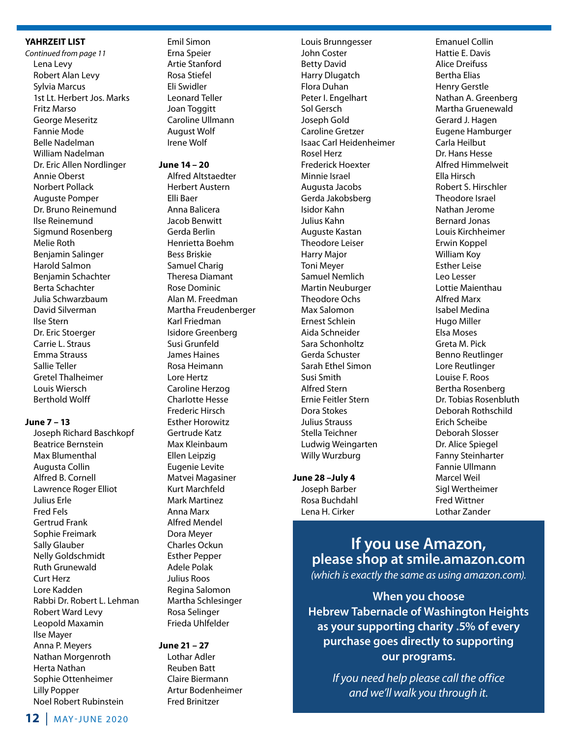**YAHRZEIT LIST**

*Continued from page 11*

Lena Levy
Robert Alan Levy
Sylvia Marcus
1st Lt. Herbert Jos. Marks
Fritz Marso
George Meseritz
Fannie Mode
Belle Nadelman
William Nadelman
Dr. Eric Allen Nordlinger
Annie Oberst
Norbert Pollack
Auguste Pomper
Dr. Bruno Reinemund
Ilse Reinemund
Sigmund Rosenberg
Melie Roth
Benjamin Salinger
Harold Salmon
Benjamin Schachter
Berta Schachter
Julia Schwarzbaum
David Silverman
Ilse Stern
Dr. Eric Stoerger
Carrie L. Straus
Emma Strauss
Sallie Teller
Gretel Thalheimer
Louis Wiersch
Berthold Wolff

**June 7 – 13**

Joseph Richard Baschkopf
Beatrice Bernstein
Max Blumenthal
Augusta Collin
Alfred B. Cornell
Lawrence Roger Elliot
Julius Erle
Fred Fels
Gertrud Frank
Sophie Freimark
Sally Glauber
Nelly Goldschmidt
Ruth Grunewald
Curt Herz
Lore Kadden
Rabbi Dr. Robert L. Lehman
Robert Ward Levy
Leopold Maxamin
Ilse Mayer
Anna P. Meyers
Nathan Morgenroth
Herta Nathan
Sophie Ottenheimer
Lilly Popper
Noel Robert Rubinstein
Emil Simon
Erna Speier
Artie Stanford
Rosa Stiefel
Eli Swidler
Leonard Teller
Joan Toggitt
Caroline Ullmann
August Wolf
Irene Wolf

**June 14 – 20**

Alfred Altstaedter
Herbert Austern
Elli Baer
Anna Balicera
Jacob Benwitt
Gerda Berlin
Henrietta Boehm
Bess Briskie
Samuel Charig
Theresa Diamant
Rose Dominic
Alan M. Freedman
Martha Freudenberger
Karl Friedman
Isidore Greenberg
Susi Grunfeld
James Haines
Rosa Heimann
Lore Hertz
Caroline Herzog
Charlotte Hesse
Frederic Hirsch
Esther Horowitz
Gertrude Katz
Max Kleinbaum
Ellen Leipzig
Eugenie Levite
Matvei Magasiner
Kurt Marchfeld
Mark Martinez
Anna Marx
Alfred Mendel
Dora Meyer
Charles Ockun
Esther Pepper
Adele Polak
Julius Roos
Regina Salomon
Martha Schlesinger
Rosa Selinger
Frieda Uhlfelder

**June 21 – 27**

Lothar Adler
Reuben Batt
Claire Biermann
Artur Bodenheimer
Fred Brinitzer
Louis Brunngesser
John Coster
Betty David
Harry Dlugatch
Flora Duhan
Peter I. Engelhart
Sol Gersch
Joseph Gold
Caroline Gretzer
Isaac Carl Heidenheimer
Rosel Herz
Frederick Hoexter
Minnie Israel
Augusta Jacobs
Gerda Jakobsberg
Isidor Kahn
Julius Kahn
Auguste Kastan
Theodore Leiser
Harry Major
Toni Meyer
Samuel Nemlich
Martin Neuburger
Theodore Ochs
Max Salomon
Ernest Schlein
Aida Schneider
Sara Schonholtz
Gerda Schuster
Sarah Ethel Simon
Susi Smith
Alfred Stern
Ernie Feitler Stern
Dora Stokes
Julius Strauss
Stella Teichner
Ludwig Weingarten
Willy Wurzburg

**June 28 –July 4**

Joseph Barber
Rosa Buchdahl
Lena H. Cirker
Emanuel Collin
Hattie E. Davis
Alice Dreifuss
Bertha Elias
Henry Gerstle
Nathan A. Greenberg
Martha Gruenewald
Gerard J. Hagen
Eugene Hamburger
Carla Heilbut
Dr. Hans Hesse
Alfred Himmelweit
Ella Hirsch
Robert S. Hirschler
Theodore Israel
Nathan Jerome
Bernard Jonas
Louis Kirchheimer
Erwin Koppel
William Koy
Esther Leise
Leo Lesser
Lottie Maienthau
Alfred Marx
Isabel Medina
Hugo Miller
Elsa Moses
Greta M. Pick
Benno Reutlinger
Lore Reutlinger
Louise F. Roos
Bertha Rosenberg
Dr. Tobias Rosenbluth
Deborah Rothschild
Erich Scheibe
Deborah Slosser
Dr. Alice Spiegel
Fanny Steinharter
Fannie Ullmann
Marcel Weil
Sigl Wertheimer
Fred Wittner
Lothar Zander

## If you use Amazon, please shop at smile.amazon.com

*(which is exactly the same as using amazon.com).*

**When you choose Hebrew Tabernacle of Washington Heights as your supporting charity .5% of every purchase goes directly to supporting our programs.**

*If you need help please call the office and we'll walk you through it.*